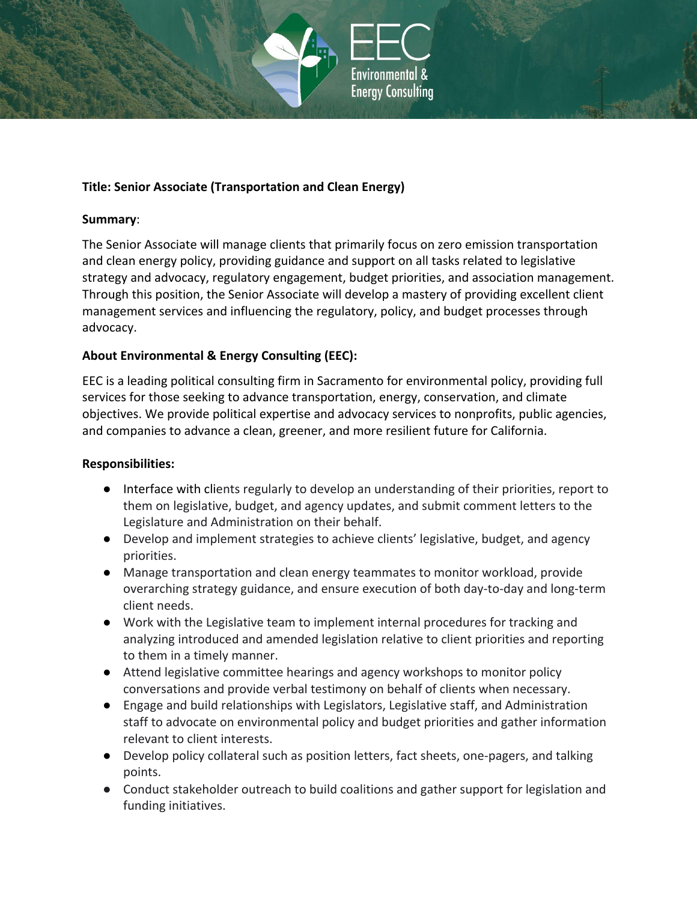**Title: Senior Associate (Transportation and Clean Energy)**

**Summary**:

The Senior Associate will manage clients that primarily focus on zero emission transportation and clean energy policy, providing guidance and support on all tasks related to legislative strategy and advocacy, regulatory engagement, budget priorities, and association management. Through this position, the Senior Associate will develop a mastery of providing excellent client management services and influencing the regulatory, policy, and budget processes through advocacy.

**About Environmental & Energy Consulting (EEC):**

EEC is a leading political consulting firm in Sacramento for environmental policy, providing full services for those seeking to advance transportation, energy, conservation, and climate objectives. We provide political expertise and advocacy services to nonprofits, public agencies, and companies to advance a clean, greener, and more resilient future for California.

**Responsibilities:**

- Interface with clients regularly to develop an understanding of their priorities, report to them on legislative, budget, and agency updates, and submit comment letters to the Legislature and Administration on their behalf.
- Develop and implement strategies to achieve clients' legislative, budget, and agency priorities.
- Manage transportation and clean energy teammates to monitor workload, provide overarching strategy guidance, and ensure execution of both day-to-day and long-term client needs.
- Work with the Legislative team to implement internal procedures for tracking and analyzing introduced and amended legislation relative to client priorities and reporting to them in a timely manner.
- Attend legislative committee hearings and agency workshops to monitor policy conversations and provide verbal testimony on behalf of clients when necessary.
- Engage and build relationships with Legislators, Legislative staff, and Administration staff to advocate on environmental policy and budget priorities and gather information relevant to client interests.
- Develop policy collateral such as position letters, fact sheets, one-pagers, and talking points.
- Conduct stakeholder outreach to build coalitions and gather support for legislation and funding initiatives.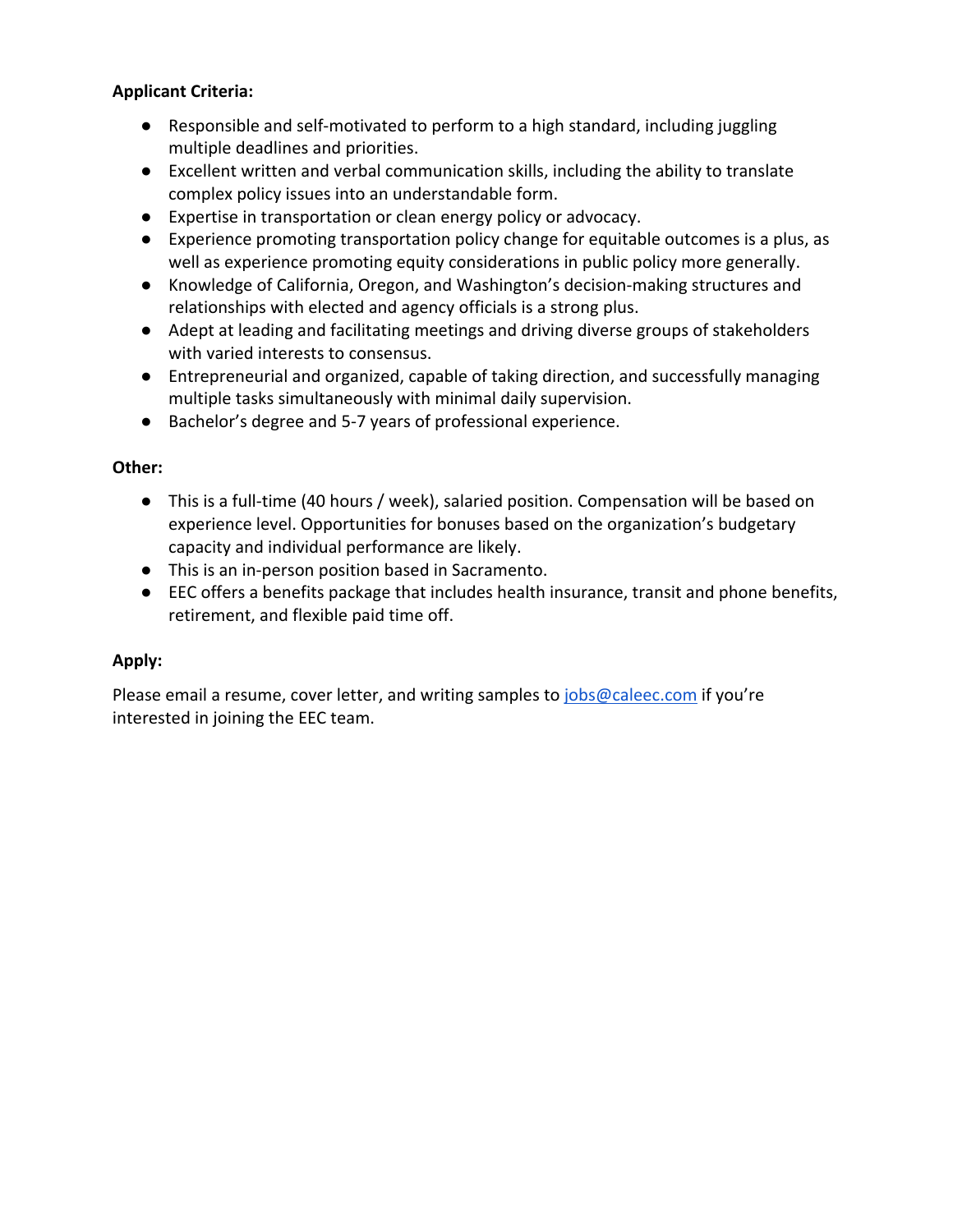**Applicant Criteria:**

- Responsible and self-motivated to perform to a high standard, including juggling multiple deadlines and priorities.
- Excellent written and verbal communication skills, including the ability to translate complex policy issues into an understandable form.
- Expertise in transportation or clean energy policy or advocacy.
- Experience promoting transportation policy change for equitable outcomes is a plus, as well as experience promoting equity considerations in public policy more generally.
- Knowledge of California, Oregon, and Washington's decision-making structures and relationships with elected and agency officials is a strong plus.
- Adept at leading and facilitating meetings and driving diverse groups of stakeholders with varied interests to consensus.
- Entrepreneurial and organized, capable of taking direction, and successfully managing multiple tasks simultaneously with minimal daily supervision.
- Bachelor's degree and 5-7 years of professional experience.

**Other:**

- This is a full-time (40 hours / week), salaried position. Compensation will be based on experience level. Opportunities for bonuses based on the organization's budgetary capacity and individual performance are likely.
- This is an in-person position based in Sacramento.
- EEC offers a benefits package that includes health insurance, transit and phone benefits, retirement, and flexible paid time off.

**Apply:**

Please email a resume, cover letter, and writing samples to [jobs@caleec.com](mailto:jobs@caleec.com) if you're interested in joining the EEC team.